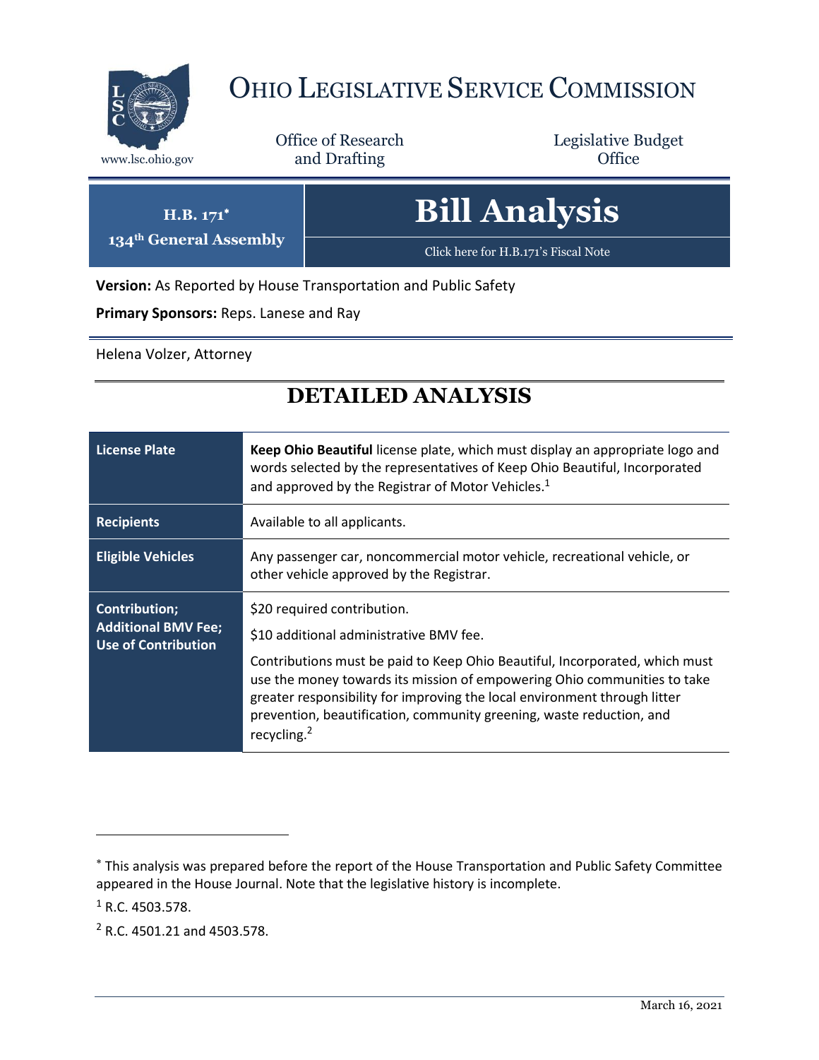# OHIO LEGISLATIVE SERVICE COMMISSION

www.lsc.ohio.gov

Office of Research and Drafting

Legislative Budget Office

**H.B. 171***
**134th General Assembly**

# Bill Analysis

Click here for H.B.171's Fiscal Note

**Version:** As Reported by House Transportation and Public Safety

**Primary Sponsors:** Reps. Lanese and Ray

Helena Volzer, Attorney

## DETAILED ANALYSIS

| | |
|---|---|
| **License Plate** | **Keep Ohio Beautiful** license plate, which must display an appropriate logo and words selected by the representatives of Keep Ohio Beautiful, Incorporated and approved by the Registrar of Motor Vehicles.[1] |
| **Recipients** | Available to all applicants. |
| **Eligible Vehicles** | Any passenger car, noncommercial motor vehicle, recreational vehicle, or other vehicle approved by the Registrar. |
| **Contribution; Additional BMV Fee; Use of Contribution** | $20 required contribution.<br>$10 additional administrative BMV fee.<br>Contributions must be paid to Keep Ohio Beautiful, Incorporated, which must use the money towards its mission of empowering Ohio communities to take greater responsibility for improving the local environment through litter prevention, beautification, community greening, waste reduction, and recycling.[2] |

---

* This analysis was prepared before the report of the House Transportation and Public Safety Committee appeared in the House Journal. Note that the legislative history is incomplete.

[1] R.C. 4503.578.

[2] R.C. 4501.21 and 4503.578.

March 16, 2021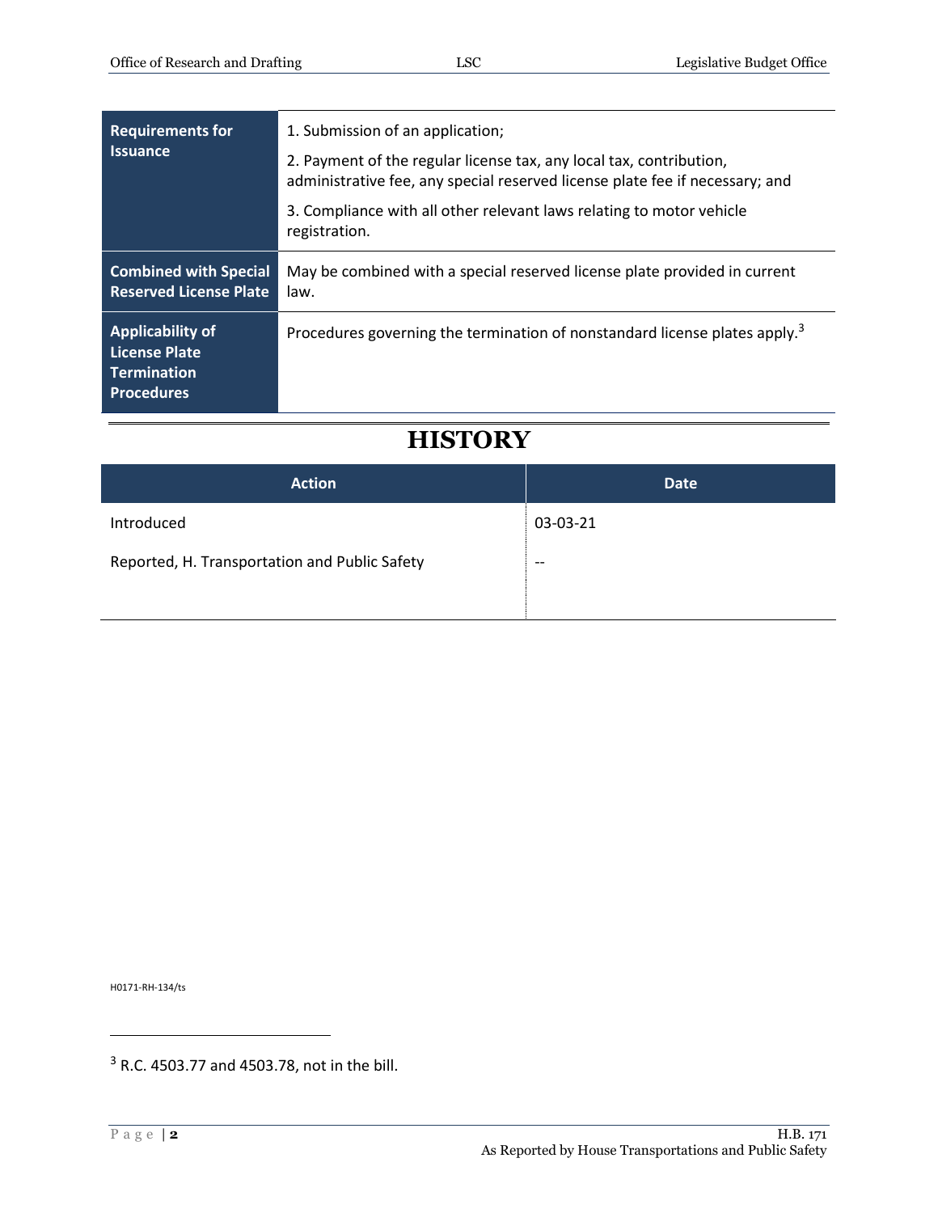| | |
|---|---|
| **Requirements for Issuance** | 1. Submission of an application;<br>2. Payment of the regular license tax, any local tax, contribution, administrative fee, any special reserved license plate fee if necessary; and<br>3. Compliance with all other relevant laws relating to motor vehicle registration. |
| **Combined with Special Reserved License Plate** | May be combined with a special reserved license plate provided in current law. |
| **Applicability of License Plate Termination Procedures** | Procedures governing the termination of nonstandard license plates apply.[3] |

# HISTORY

| Action | Date |
|---|---|
| Introduced | 03-03-21 |
| Reported, H. Transportation and Public Safety | -- |

H0171-RH-134/ts

[3] R.C. 4503.77 and 4503.78, not in the bill.